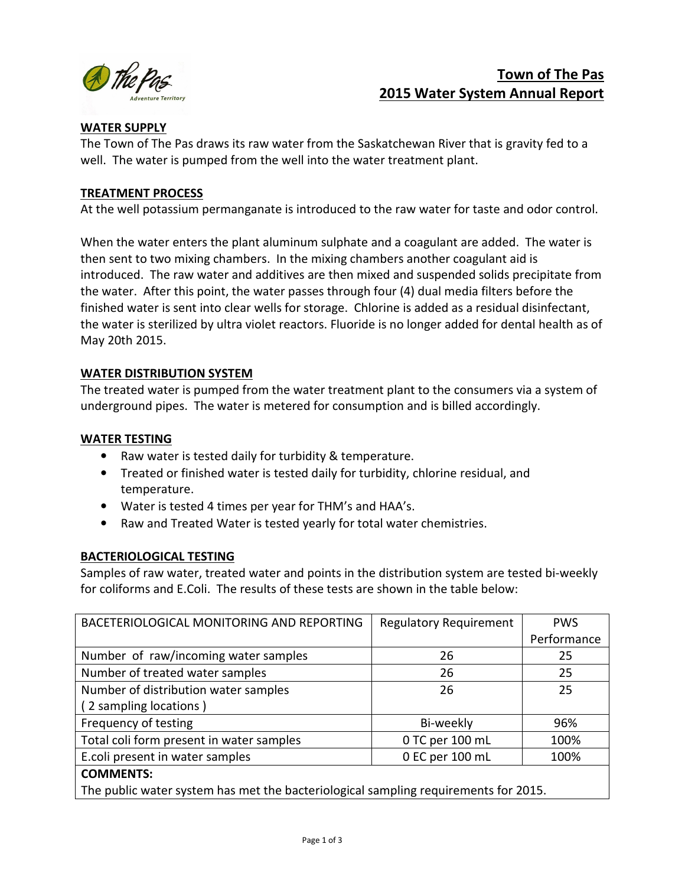# Town of The Pas
# 2015 Water System Annual Report

## WATER SUPPLY

The Town of The Pas draws its raw water from the Saskatchewan River that is gravity fed to a well. The water is pumped from the well into the water treatment plant.

## TREATMENT PROCESS

At the well potassium permanganate is introduced to the raw water for taste and odor control.

When the water enters the plant aluminum sulphate and a coagulant are added. The water is then sent to two mixing chambers. In the mixing chambers another coagulant aid is introduced. The raw water and additives are then mixed and suspended solids precipitate from the water. After this point, the water passes through four (4) dual media filters before the finished water is sent into clear wells for storage. Chlorine is added as a residual disinfectant, the water is sterilized by ultra violet reactors. Fluoride is no longer added for dental health as of May 20th 2015.

## WATER DISTRIBUTION SYSTEM

The treated water is pumped from the water treatment plant to the consumers via a system of underground pipes. The water is metered for consumption and is billed accordingly.

## WATER TESTING

- Raw water is tested daily for turbidity & temperature.
- Treated or finished water is tested daily for turbidity, chlorine residual, and temperature.
- Water is tested 4 times per year for THM's and HAA's.
- Raw and Treated Water is tested yearly for total water chemistries.

## BACTERIOLOGICAL TESTING

Samples of raw water, treated water and points in the distribution system are tested bi-weekly for coliforms and E.Coli. The results of these tests are shown in the table below:

| BACETERIOLOGICAL MONITORING AND REPORTING | Regulatory Requirement | PWS Performance |
|---|---|---|
| Number of raw/incoming water samples | 26 | 25 |
| Number of treated water samples | 26 | 25 |
| Number of distribution water samples ( 2 sampling locations ) | 26 | 25 |
| Frequency of testing | Bi-weekly | 96% |
| Total coli form present in water samples | 0 TC per 100 mL | 100% |
| E.coli present in water samples | 0 EC per 100 mL | 100% |
| **COMMENTS:** The public water system has met the bacteriological sampling requirements for 2015. | | |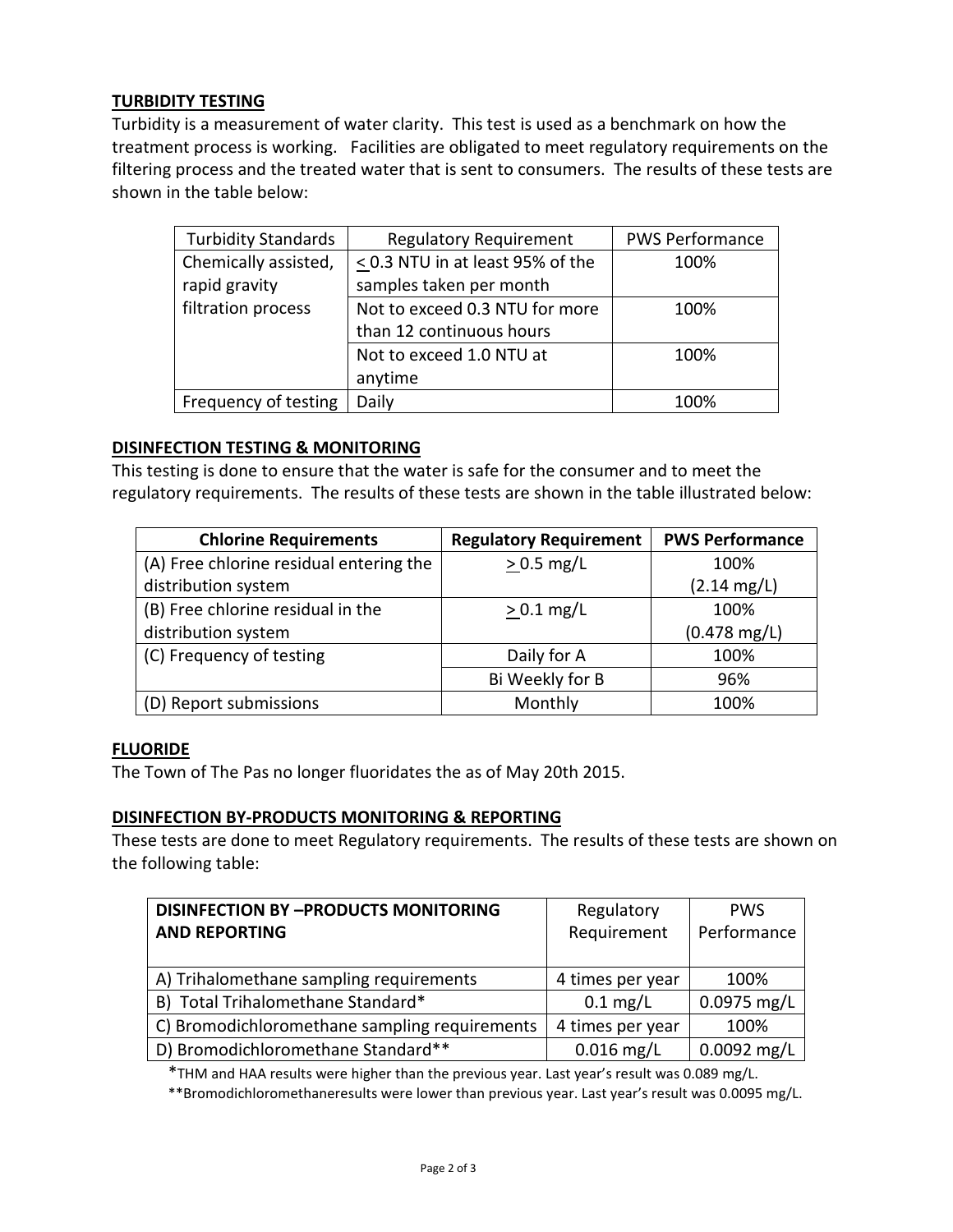## TURBIDITY TESTING

Turbidity is a measurement of water clarity. This test is used as a benchmark on how the treatment process is working. Facilities are obligated to meet regulatory requirements on the filtering process and the treated water that is sent to consumers. The results of these tests are shown in the table below:

| Turbidity Standards | Regulatory Requirement | PWS Performance |
|---|---|---|
| Chemically assisted, rapid gravity filtration process | ≤ 0.3 NTU in at least 95% of the samples taken per month | 100% |
| | Not to exceed 0.3 NTU for more than 12 continuous hours | 100% |
| | Not to exceed 1.0 NTU at anytime | 100% |
| Frequency of testing | Daily | 100% |

## DISINFECTION TESTING & MONITORING

This testing is done to ensure that the water is safe for the consumer and to meet the regulatory requirements. The results of these tests are shown in the table illustrated below:

| Chlorine Requirements | Regulatory Requirement | PWS Performance |
|---|---|---|
| (A) Free chlorine residual entering the distribution system | ≥ 0.5 mg/L | 100% (2.14 mg/L) |
| (B) Free chlorine residual in the distribution system | ≥ 0.1 mg/L | 100% (0.478 mg/L) |
| (C) Frequency of testing | Daily for A | 100% |
| | Bi Weekly for B | 96% |
| (D) Report submissions | Monthly | 100% |

## FLUORIDE

The Town of The Pas no longer fluoridates the as of May 20th 2015.

## DISINFECTION BY-PRODUCTS MONITORING & REPORTING

These tests are done to meet Regulatory requirements. The results of these tests are shown on the following table:

| DISINFECTION BY –PRODUCTS MONITORING AND REPORTING | Regulatory Requirement | PWS Performance |
|---|---|---|
| A) Trihalomethane sampling requirements | 4 times per year | 100% |
| B) Total Trihalomethane Standard* | 0.1 mg/L | 0.0975 mg/L |
| C) Bromodichloromethane sampling requirements | 4 times per year | 100% |
| D) Bromodichloromethane Standard** | 0.016 mg/L | 0.0092 mg/L |

*THM and HAA results were higher than the previous year. Last year's result was 0.089 mg/L.

**Bromodichloromethaneresults were lower than previous year. Last year's result was 0.0095 mg/L.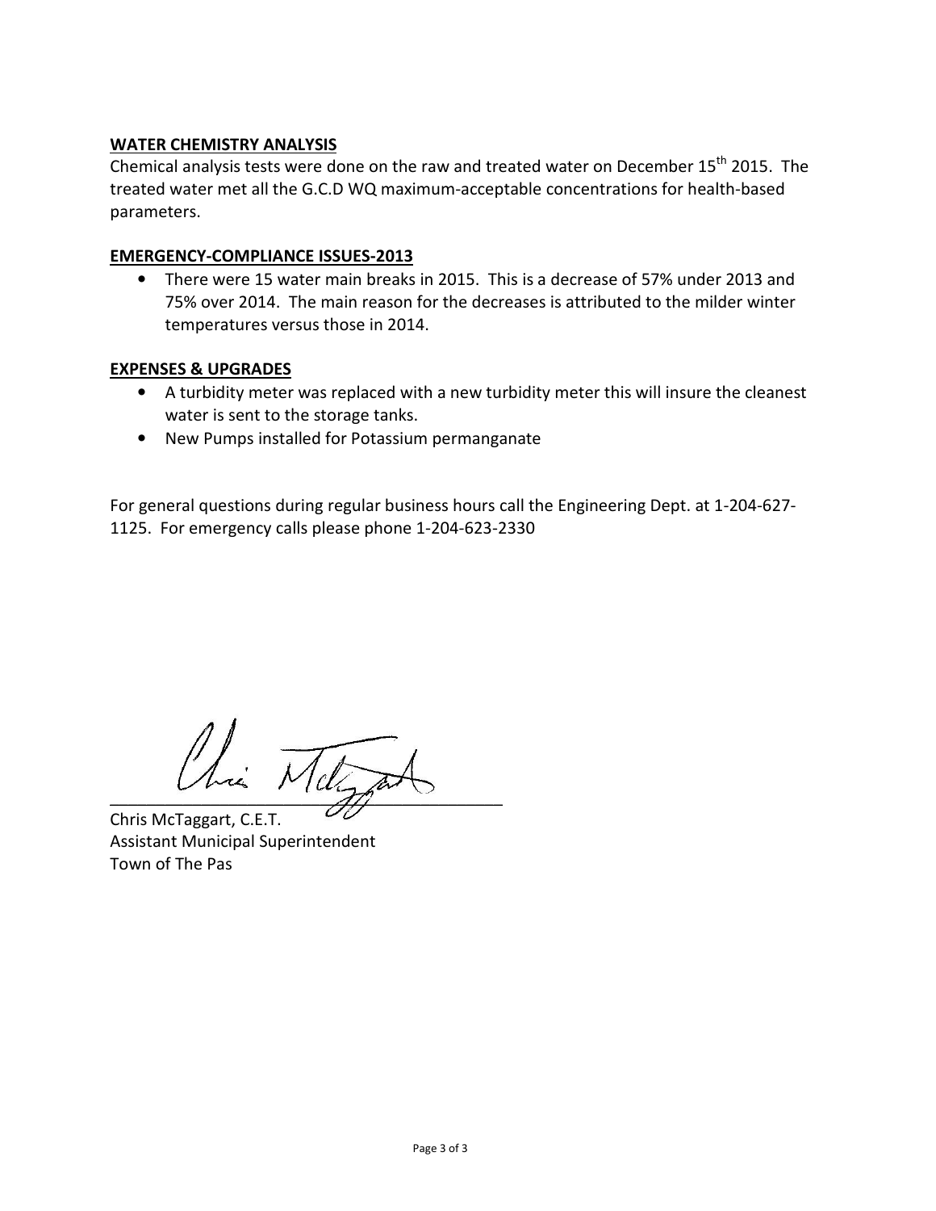**WATER CHEMISTRY ANALYSIS**

Chemical analysis tests were done on the raw and treated water on December 15th 2015. The treated water met all the G.C.D WQ maximum-acceptable concentrations for health-based parameters.

**EMERGENCY-COMPLIANCE ISSUES-2013**

- There were 15 water main breaks in 2015. This is a decrease of 57% under 2013 and 75% over 2014. The main reason for the decreases is attributed to the milder winter temperatures versus those in 2014.

**EXPENSES & UPGRADES**

- A turbidity meter was replaced with a new turbidity meter this will insure the cleanest water is sent to the storage tanks.
- New Pumps installed for Potassium permanganate

For general questions during regular business hours call the Engineering Dept. at 1-204-627-1125. For emergency calls please phone 1-204-623-2330

Chris McTaggart, C.E.T.
Assistant Municipal Superintendent
Town of The Pas